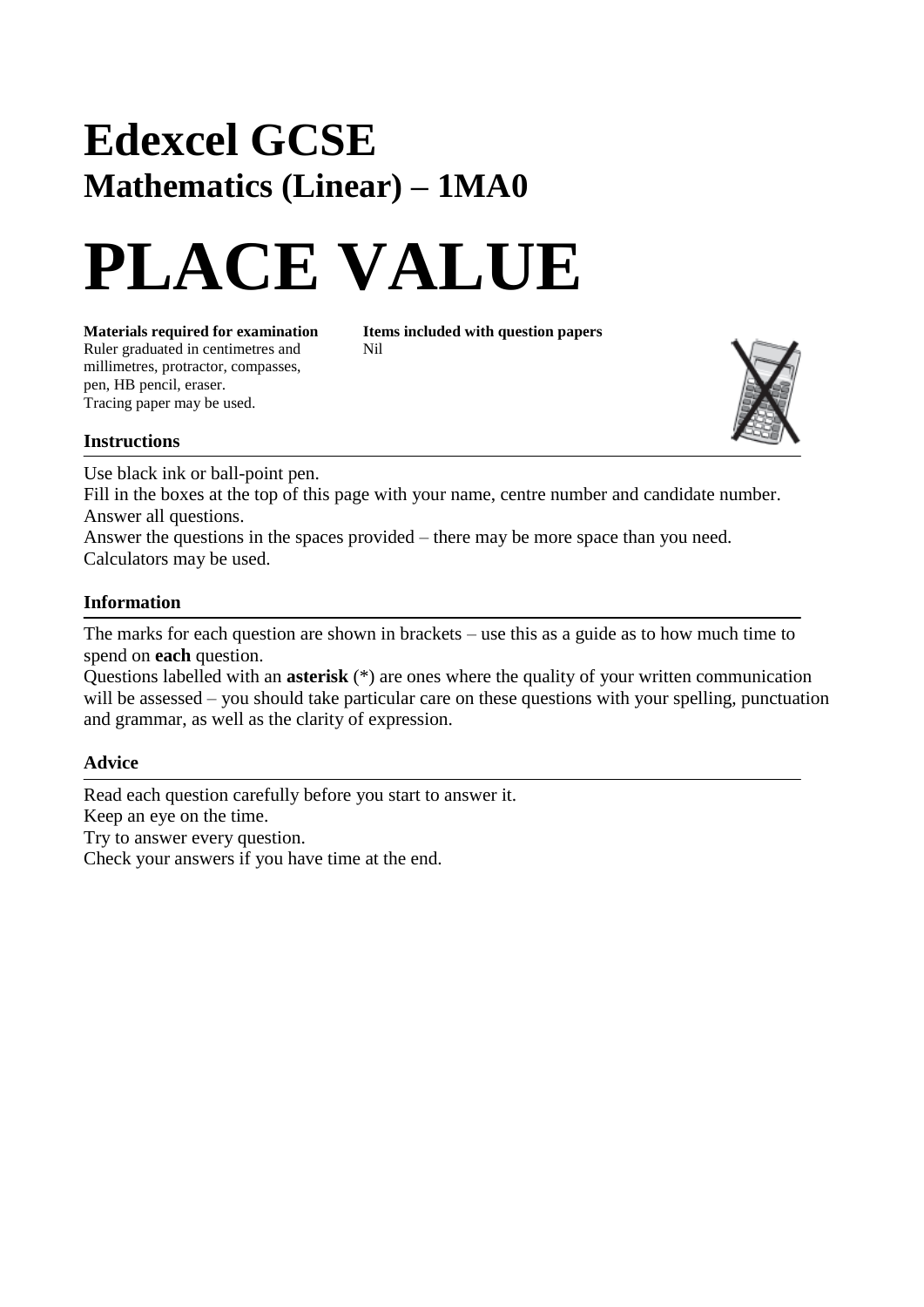# Edexcel GCSE

## Mathematics (Linear) – 1MA0

# PLACE VALUE

**Materials required for examination**
Ruler graduated in centimetres and millimetres, protractor, compasses, pen, HB pencil, eraser.
Tracing paper may be used.

**Items included with question papers**
Nil

### Instructions

Use black ink or ball-point pen.
Fill in the boxes at the top of this page with your name, centre number and candidate number.
Answer all questions.
Answer the questions in the spaces provided – there may be more space than you need.
Calculators may be used.

### Information

The marks for each question are shown in brackets – use this as a guide as to how much time to spend on **each** question.
Questions labelled with an **asterisk** (*) are ones where the quality of your written communication will be assessed – you should take particular care on these questions with your spelling, punctuation and grammar, as well as the clarity of expression.

### Advice

Read each question carefully before you start to answer it.
Keep an eye on the time.
Try to answer every question.
Check your answers if you have time at the end.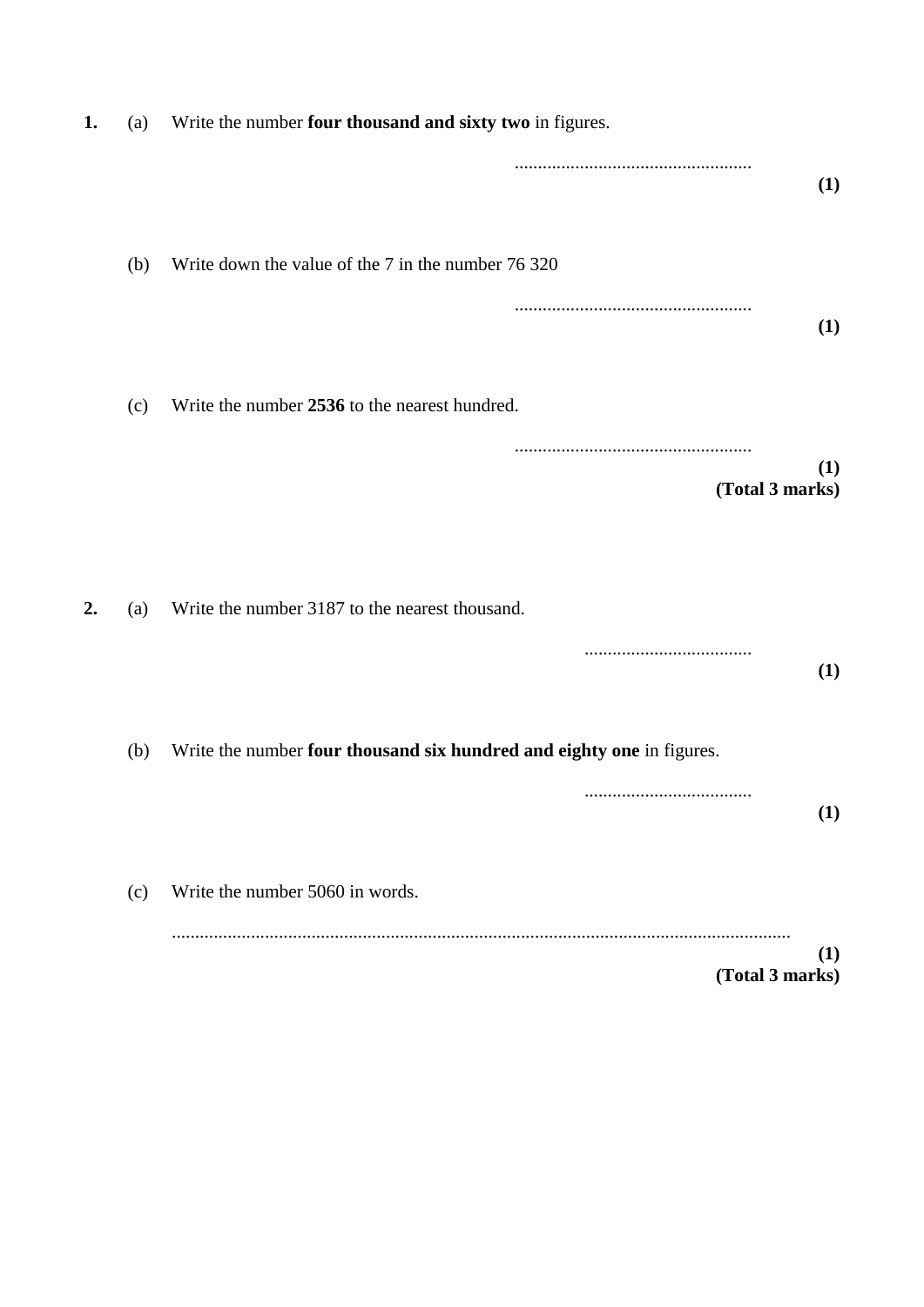**1.** (a) Write the number **four thousand and sixty two** in figures.

....................................................

**(1)**

(b) Write down the value of the 7 in the number 76 320

....................................................

**(1)**

(c) Write the number **2536** to the nearest hundred.

....................................................

**(1)**
**(Total 3 marks)**

**2.** (a) Write the number 3187 to the nearest thousand.

....................................

**(1)**

(b) Write the number **four thousand six hundred and eighty one** in figures.

....................................

**(1)**

(c) Write the number 5060 in words.

......................................................................................................................................

**(1)**
**(Total 3 marks)**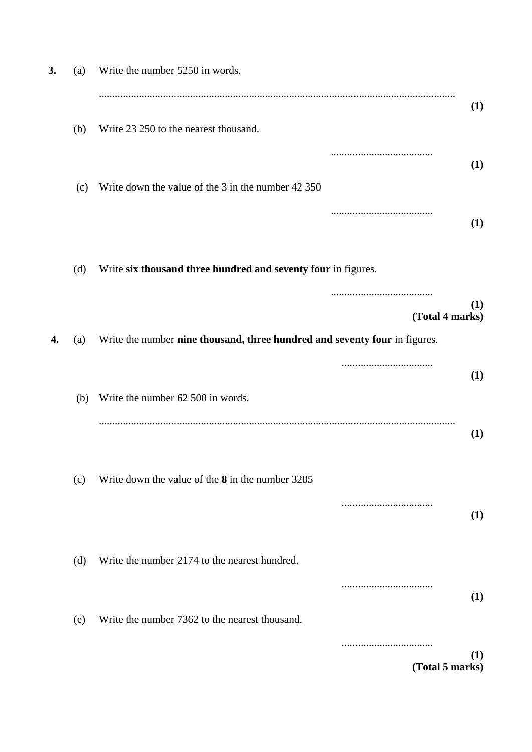**3.** (a) Write the number 5250 in words.

..................................................................................................................................... **(1)**

(b) Write 23 250 to the nearest thousand.

...................................... **(1)**

(c) Write down the value of the 3 in the number 42 350

...................................... **(1)**

(d) Write **six thousand three hundred and seventy four** in figures.

...................................... **(1)**

**(Total 4 marks)**

**4.** (a) Write the number **nine thousand, three hundred and seventy four** in figures.

.................................. **(1)**

(b) Write the number 62 500 in words.

..................................................................................................................................... **(1)**

(c) Write down the value of the **8** in the number 3285

.................................. **(1)**

(d) Write the number 2174 to the nearest hundred.

.................................. **(1)**

(e) Write the number 7362 to the nearest thousand.

.................................. **(1)**

**(Total 5 marks)**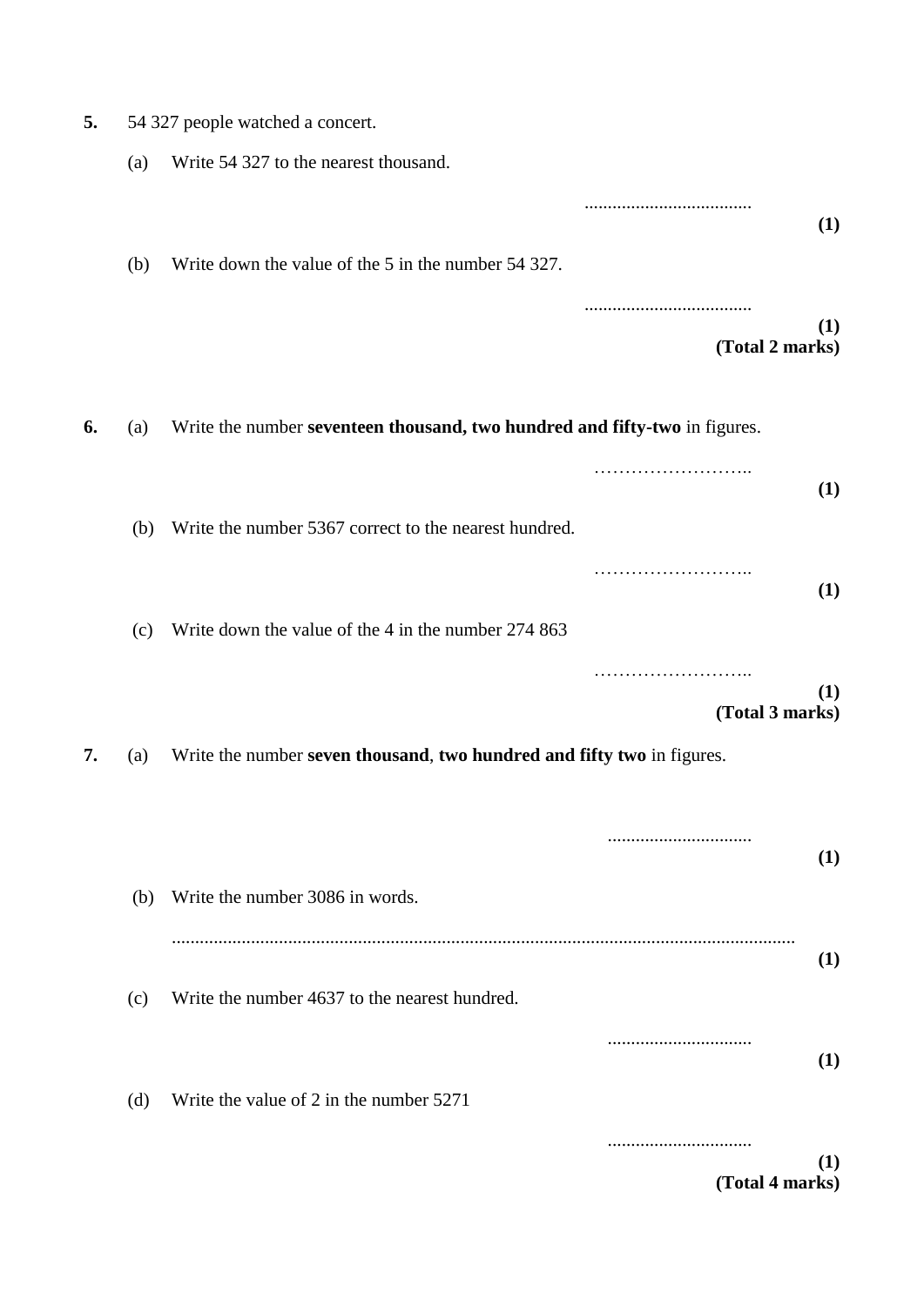**5.** 54 327 people watched a concert.

(a) Write 54 327 to the nearest thousand.

....................................

**(1)**

(b) Write down the value of the 5 in the number 54 327.

....................................

**(1)**

**(Total 2 marks)**

**6.** (a) Write the number **seventeen thousand, two hundred and fifty-two** in figures.

……………………..

**(1)**

(b) Write the number 5367 correct to the nearest hundred.

……………………..

**(1)**

(c) Write down the value of the 4 in the number 274 863

……………………..

**(1)**

**(Total 3 marks)**

**7.** (a) Write the number **seven thousand**, **two hundred and fifty two** in figures.

...............................

**(1)**

(b) Write the number 3086 in words.

....................................................................................................................................

**(1)**

(c) Write the number 4637 to the nearest hundred.

...............................

**(1)**

(d) Write the value of 2 in the number 5271

...............................

**(1)**

**(Total 4 marks)**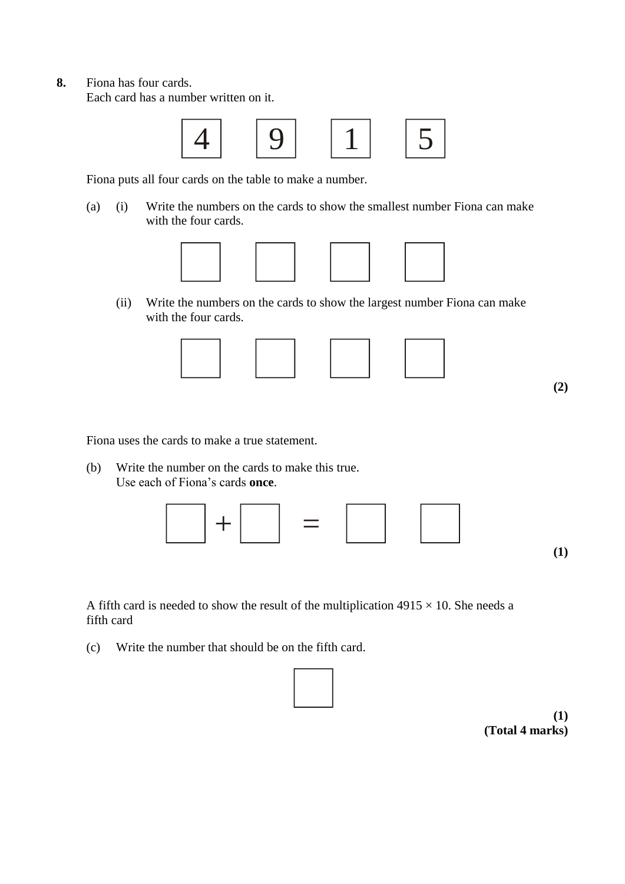**8.** Fiona has four cards.
Each card has a number written on it.

| 4 | 9 | 1 | 5 |
|---|---|---|---|

Fiona puts all four cards on the table to make a number.

(a) (i) Write the numbers on the cards to show the smallest number Fiona can make with the four cards.

| | | | |
|---|---|---|---|
| | | | |

(ii) Write the numbers on the cards to show the largest number Fiona can make with the four cards.

| | | | |
|---|---|---|---|
| | | | |

**(2)**

Fiona uses the cards to make a true statement.

(b) Write the number on the cards to make this true.
Use each of Fiona's cards **once**.

☐ + ☐ = ☐ ☐

**(1)**

A fifth card is needed to show the result of the multiplication 4915 × 10. She needs a fifth card

(c) Write the number that should be on the fifth card.

☐

**(1)**

**(Total 4 marks)**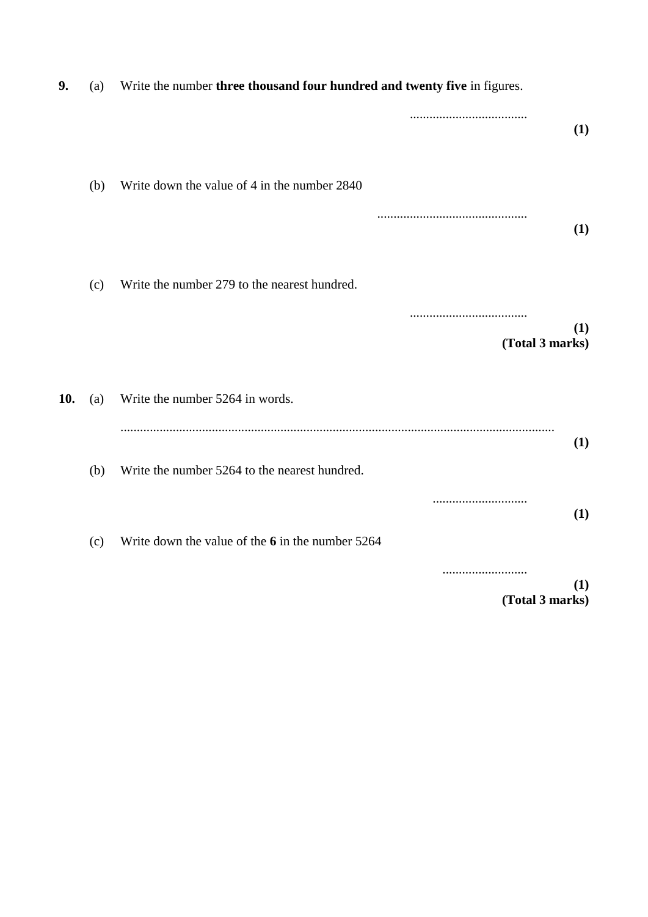**9.** (a) Write the number **three thousand four hundred and twenty five** in figures.

....................................

**(1)**

(b) Write down the value of 4 in the number 2840

..............................................

**(1)**

(c) Write the number 279 to the nearest hundred.

....................................

**(1)**

**(Total 3 marks)**

**10.** (a) Write the number 5264 in words.

....................................................................................................................................

**(1)**

(b) Write the number 5264 to the nearest hundred.

.............................

**(1)**

(c) Write down the value of the **6** in the number 5264

..........................

**(1)**

**(Total 3 marks)**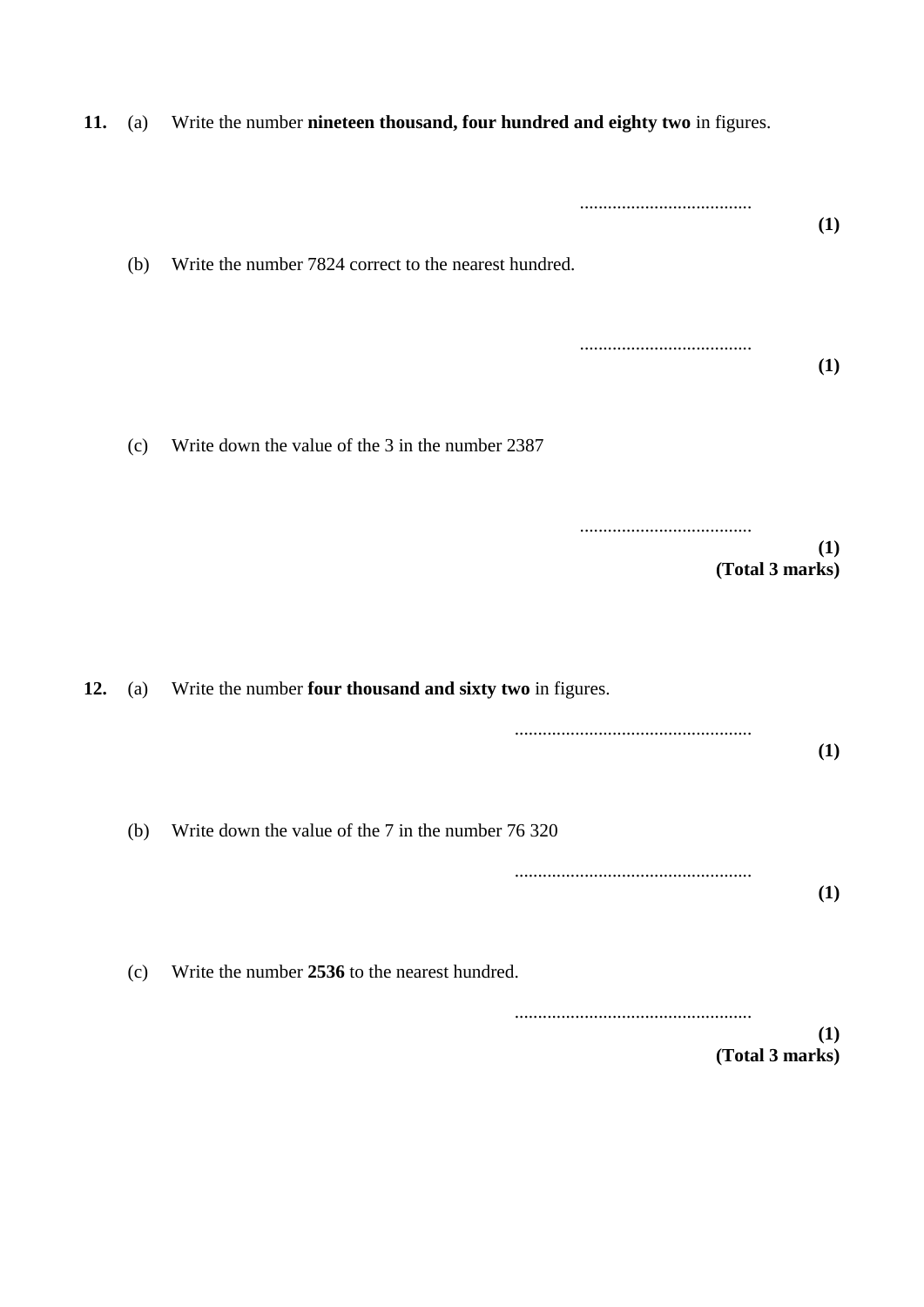**11.** (a) Write the number **nineteen thousand, four hundred and eighty two** in figures.

.....................................

**(1)**

(b) Write the number 7824 correct to the nearest hundred.

.....................................

**(1)**

(c) Write down the value of the 3 in the number 2387

.....................................

**(1)**

**(Total 3 marks)**

**12.** (a) Write the number **four thousand and sixty two** in figures.

...................................................

**(1)**

(b) Write down the value of the 7 in the number 76 320

...................................................

**(1)**

(c) Write the number **2536** to the nearest hundred.

...................................................

**(1)**

**(Total 3 marks)**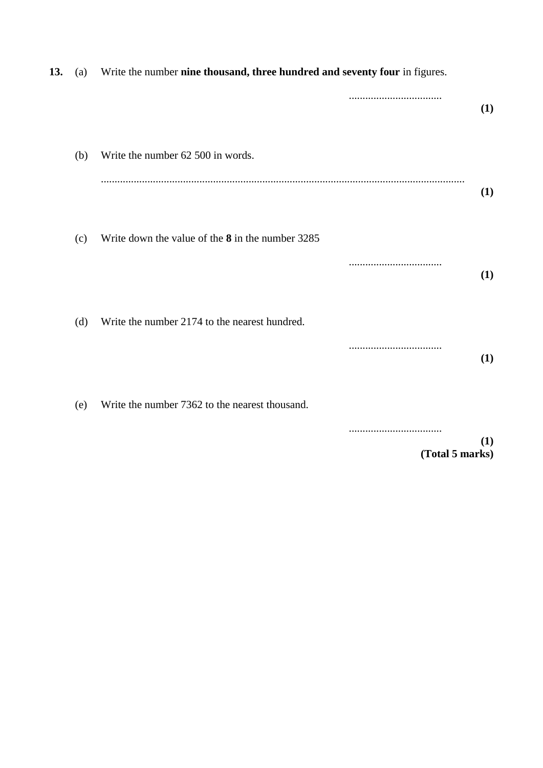**13.** (a) Write the number **nine thousand, three hundred and seventy four** in figures.

..................................

**(1)**

(b) Write the number 62 500 in words.

....................................................................................................................................

**(1)**

(c) Write down the value of the **8** in the number 3285

..................................

**(1)**

(d) Write the number 2174 to the nearest hundred.

..................................

**(1)**

(e) Write the number 7362 to the nearest thousand.

..................................

**(1)**

**(Total 5 marks)**